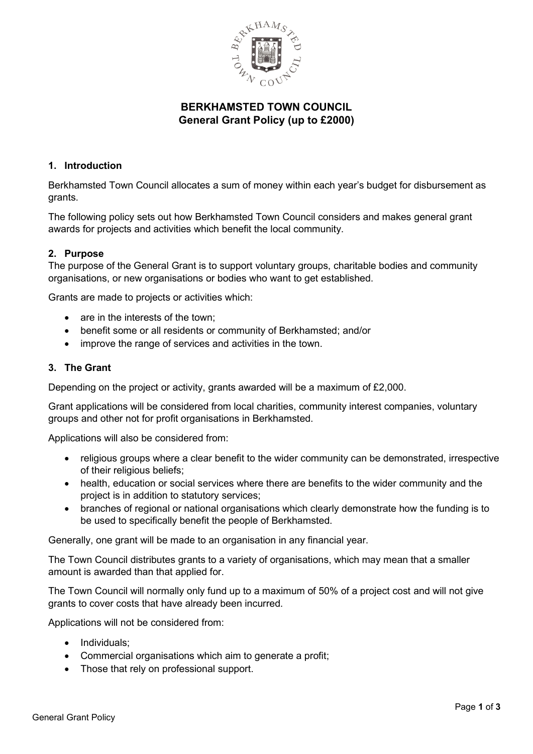# BERKHAMSTED TOWN COUNCIL
## General Grant Policy (up to £2000)

### 1. Introduction

Berkhamsted Town Council allocates a sum of money within each year's budget for disbursement as grants.

The following policy sets out how Berkhamsted Town Council considers and makes general grant awards for projects and activities which benefit the local community.

### 2. Purpose

The purpose of the General Grant is to support voluntary groups, charitable bodies and community organisations, or new organisations or bodies who want to get established.

Grants are made to projects or activities which:

- are in the interests of the town;
- benefit some or all residents or community of Berkhamsted; and/or
- improve the range of services and activities in the town.

### 3. The Grant

Depending on the project or activity, grants awarded will be a maximum of £2,000.

Grant applications will be considered from local charities, community interest companies, voluntary groups and other not for profit organisations in Berkhamsted.

Applications will also be considered from:

- religious groups where a clear benefit to the wider community can be demonstrated, irrespective of their religious beliefs;
- health, education or social services where there are benefits to the wider community and the project is in addition to statutory services;
- branches of regional or national organisations which clearly demonstrate how the funding is to be used to specifically benefit the people of Berkhamsted.

Generally, one grant will be made to an organisation in any financial year.

The Town Council distributes grants to a variety of organisations, which may mean that a smaller amount is awarded than that applied for.

The Town Council will normally only fund up to a maximum of 50% of a project cost and will not give grants to cover costs that have already been incurred.

Applications will not be considered from:

- Individuals;
- Commercial organisations which aim to generate a profit;
- Those that rely on professional support.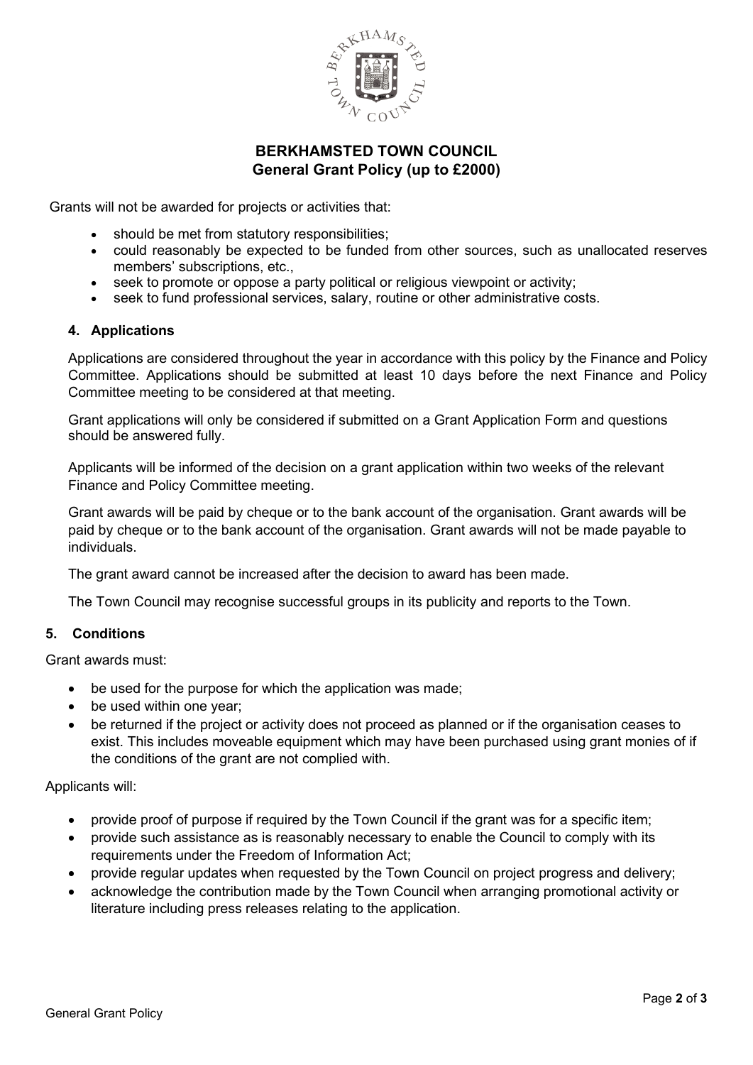**BERKHAMSTED TOWN COUNCIL**
**General Grant Policy (up to £2000)**

Grants will not be awarded for projects or activities that:

- should be met from statutory responsibilities;
- could reasonably be expected to be funded from other sources, such as unallocated reserves members' subscriptions, etc.,
- seek to promote or oppose a party political or religious viewpoint or activity;
- seek to fund professional services, salary, routine or other administrative costs.

## 4. Applications

Applications are considered throughout the year in accordance with this policy by the Finance and Policy Committee. Applications should be submitted at least 10 days before the next Finance and Policy Committee meeting to be considered at that meeting.

Grant applications will only be considered if submitted on a Grant Application Form and questions should be answered fully.

Applicants will be informed of the decision on a grant application within two weeks of the relevant Finance and Policy Committee meeting.

Grant awards will be paid by cheque or to the bank account of the organisation. Grant awards will be paid by cheque or to the bank account of the organisation. Grant awards will not be made payable to individuals.

The grant award cannot be increased after the decision to award has been made.

The Town Council may recognise successful groups in its publicity and reports to the Town.

## 5. Conditions

Grant awards must:

- be used for the purpose for which the application was made;
- be used within one year;
- be returned if the project or activity does not proceed as planned or if the organisation ceases to exist. This includes moveable equipment which may have been purchased using grant monies of if the conditions of the grant are not complied with.

Applicants will:

- provide proof of purpose if required by the Town Council if the grant was for a specific item;
- provide such assistance as is reasonably necessary to enable the Council to comply with its requirements under the Freedom of Information Act;
- provide regular updates when requested by the Town Council on project progress and delivery;
- acknowledge the contribution made by the Town Council when arranging promotional activity or literature including press releases relating to the application.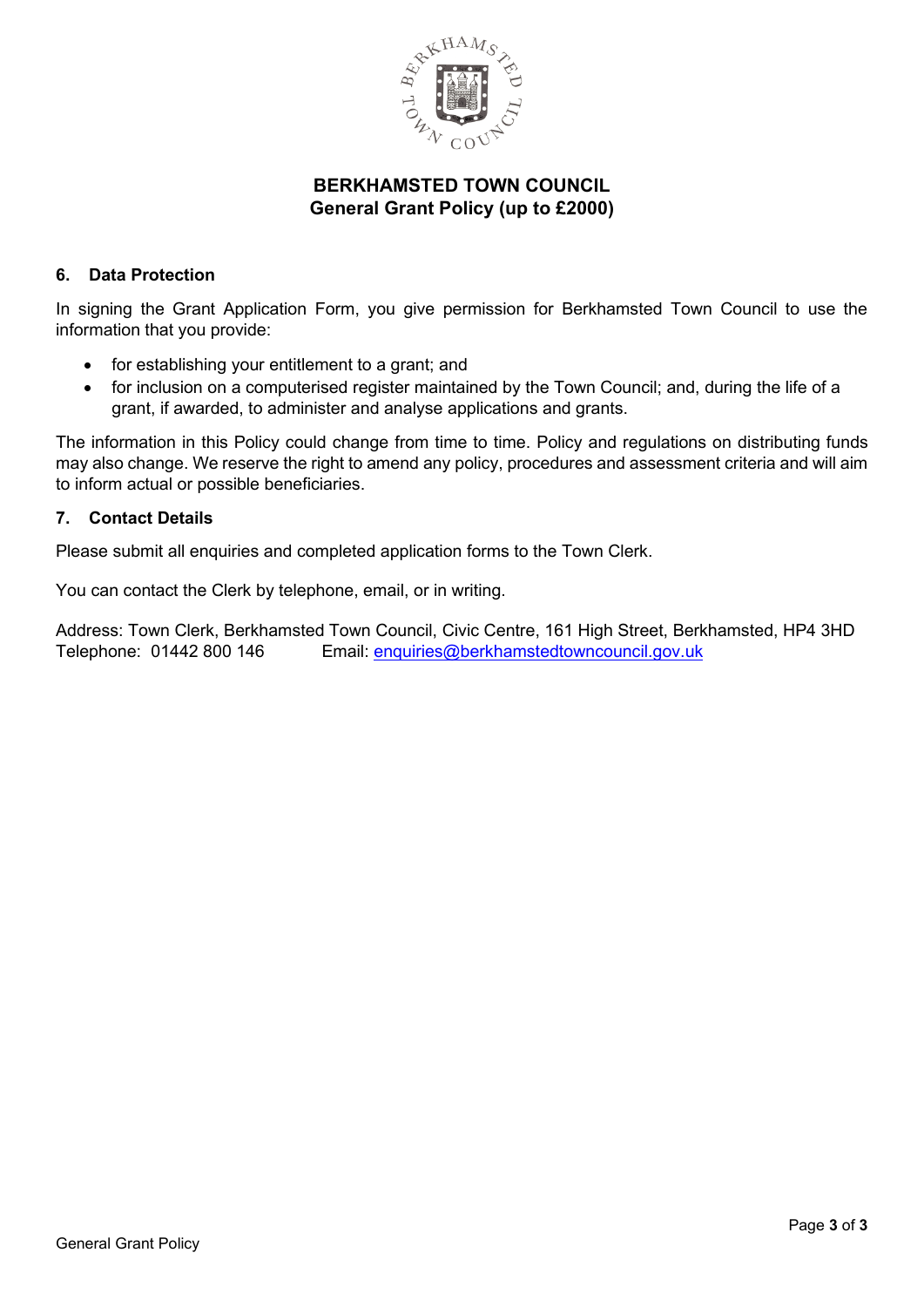# BERKHAMSTED TOWN COUNCIL
## General Grant Policy (up to £2000)

### 6. Data Protection

In signing the Grant Application Form, you give permission for Berkhamsted Town Council to use the information that you provide:

- for establishing your entitlement to a grant; and
- for inclusion on a computerised register maintained by the Town Council; and, during the life of a grant, if awarded, to administer and analyse applications and grants.

The information in this Policy could change from time to time. Policy and regulations on distributing funds may also change. We reserve the right to amend any policy, procedures and assessment criteria and will aim to inform actual or possible beneficiaries.

### 7. Contact Details

Please submit all enquiries and completed application forms to the Town Clerk.

You can contact the Clerk by telephone, email, or in writing.

Address: Town Clerk, Berkhamsted Town Council, Civic Centre, 161 High Street, Berkhamsted, HP4 3HD
Telephone: 01442 800 146 Email: enquiries@berkhamstedtowncouncil.gov.uk